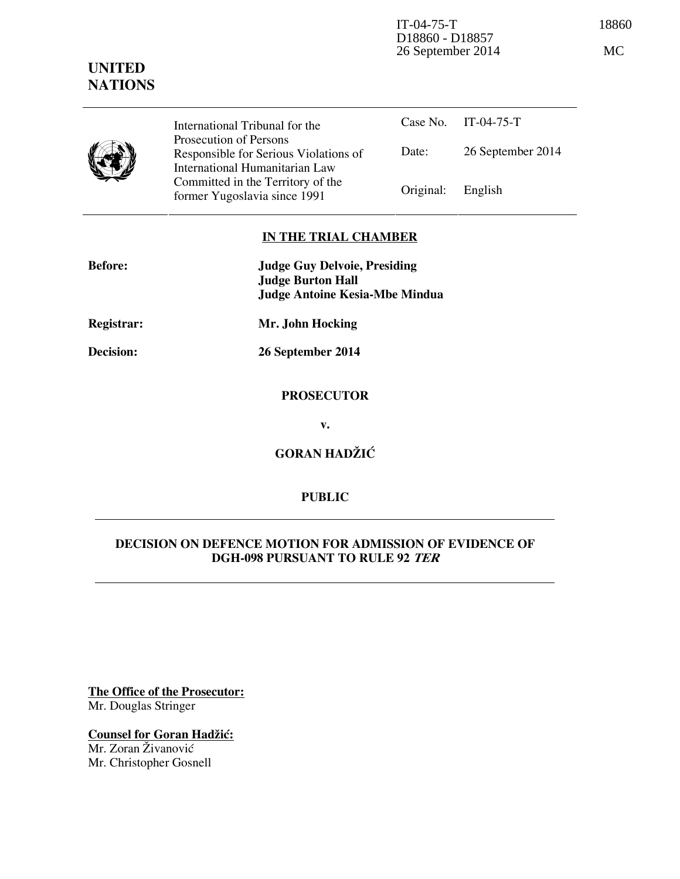IT-04-75-T
D18860 - D18857
26 September 2014

18860

MC

**UNITED NATIONS**

| International Tribunal for the Prosecution of Persons Responsible for Serious Violations of International Humanitarian Law Committed in the Territory of the former Yugoslavia since 1991 | Case No. | IT-04-75-T |
|---|---|---|
| | Date: | 26 September 2014 |
| | Original: | English |

**IN THE TRIAL CHAMBER**

**Before:** **Judge Guy Delvoie, Presiding**
**Judge Burton Hall**
**Judge Antoine Kesia-Mbe Mindua**

**Registrar:** **Mr. John Hocking**

**Decision:** **26 September 2014**

**PROSECUTOR**

**v.**

**GORAN HADŽIĆ**

**PUBLIC**

**DECISION ON DEFENCE MOTION FOR ADMISSION OF EVIDENCE OF DGH-098 PURSUANT TO RULE 92 *TER***

**The Office of the Prosecutor:**
Mr. Douglas Stringer

**Counsel for Goran Hadžić:**
Mr. Zoran Živanović
Mr. Christopher Gosnell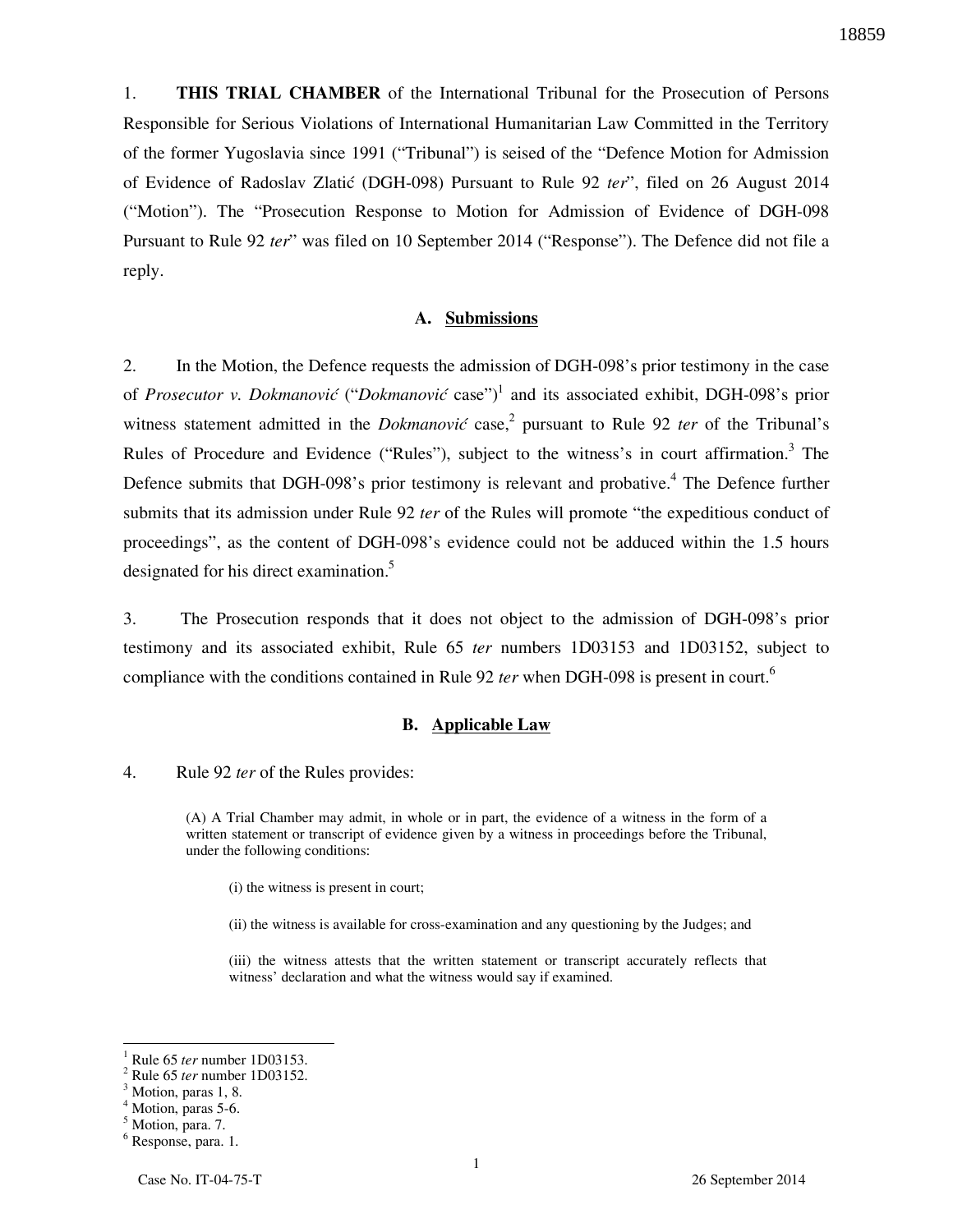1. **THIS TRIAL CHAMBER** of the International Tribunal for the Prosecution of Persons Responsible for Serious Violations of International Humanitarian Law Committed in the Territory of the former Yugoslavia since 1991 ("Tribunal") is seised of the "Defence Motion for Admission of Evidence of Radoslav Zlatić (DGH-098) Pursuant to Rule 92 *ter*", filed on 26 August 2014 ("Motion"). The "Prosecution Response to Motion for Admission of Evidence of DGH-098 Pursuant to Rule 92 *ter*" was filed on 10 September 2014 ("Response"). The Defence did not file a reply.

### A. Submissions

2. In the Motion, the Defence requests the admission of DGH-098's prior testimony in the case of *Prosecutor v. Dokmanović* ("*Dokmanović* case")[1] and its associated exhibit, DGH-098's prior witness statement admitted in the *Dokmanović* case,[2] pursuant to Rule 92 *ter* of the Tribunal's Rules of Procedure and Evidence ("Rules"), subject to the witness's in court affirmation.[3] The Defence submits that DGH-098's prior testimony is relevant and probative.[4] The Defence further submits that its admission under Rule 92 *ter* of the Rules will promote "the expeditious conduct of proceedings", as the content of DGH-098's evidence could not be adduced within the 1.5 hours designated for his direct examination.[5]

3. The Prosecution responds that it does not object to the admission of DGH-098's prior testimony and its associated exhibit, Rule 65 *ter* numbers 1D03153 and 1D03152, subject to compliance with the conditions contained in Rule 92 *ter* when DGH-098 is present in court.[6]

### B. Applicable Law

4. Rule 92 *ter* of the Rules provides:

> (A) A Trial Chamber may admit, in whole or in part, the evidence of a witness in the form of a written statement or transcript of evidence given by a witness in proceedings before the Tribunal, under the following conditions:
>
> (i) the witness is present in court;
>
> (ii) the witness is available for cross-examination and any questioning by the Judges; and
>
> (iii) the witness attests that the written statement or transcript accurately reflects that witness' declaration and what the witness would say if examined.

---

[1] Rule 65 *ter* number 1D03153.
[2] Rule 65 *ter* number 1D03152.
[3] Motion, paras 1, 8.
[4] Motion, paras 5-6.
[5] Motion, para. 7.
[6] Response, para. 1.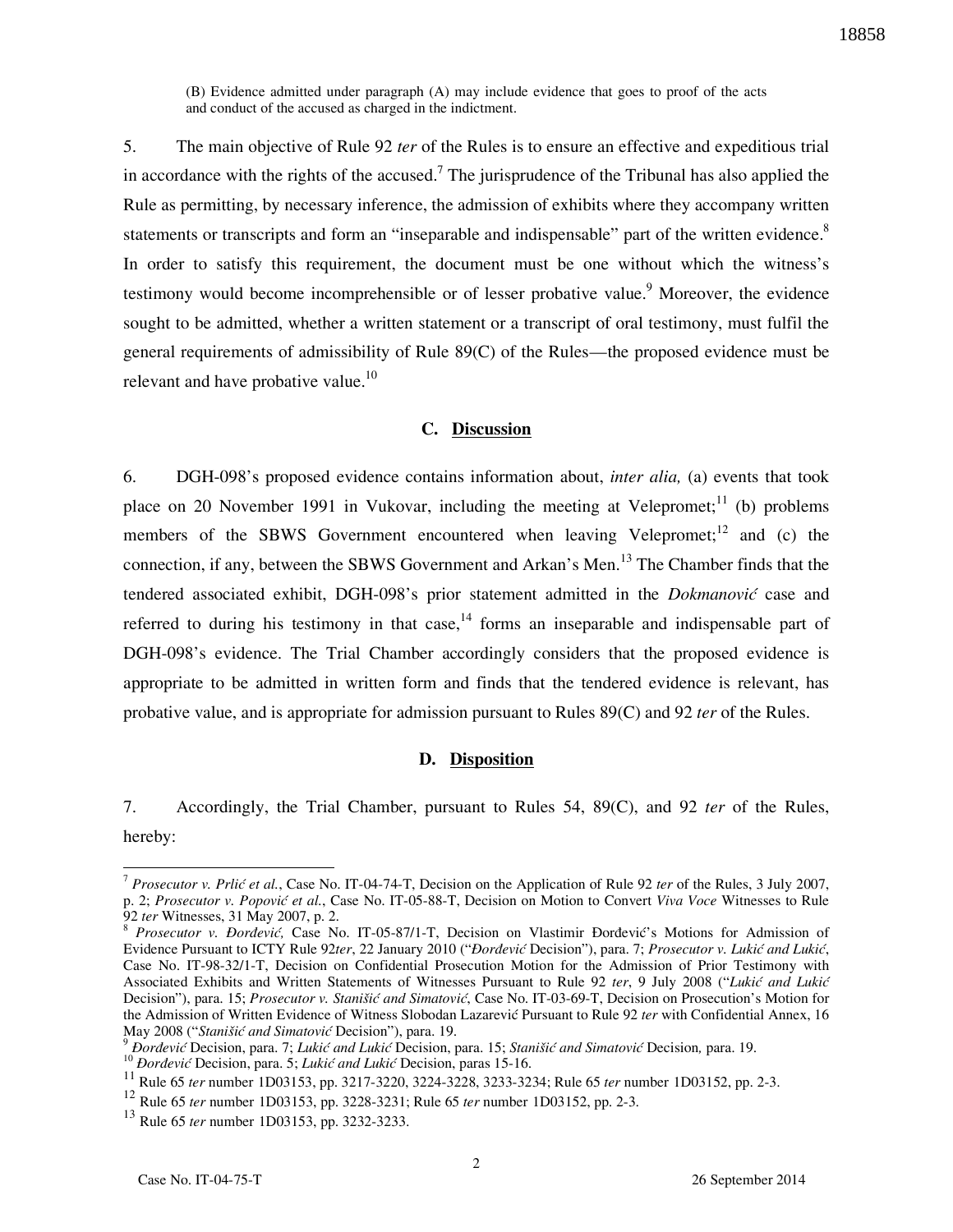(B) Evidence admitted under paragraph (A) may include evidence that goes to proof of the acts and conduct of the accused as charged in the indictment.

5. The main objective of Rule 92 *ter* of the Rules is to ensure an effective and expeditious trial in accordance with the rights of the accused.[7] The jurisprudence of the Tribunal has also applied the Rule as permitting, by necessary inference, the admission of exhibits where they accompany written statements or transcripts and form an "inseparable and indispensable" part of the written evidence.[8] In order to satisfy this requirement, the document must be one without which the witness's testimony would become incomprehensible or of lesser probative value.[9] Moreover, the evidence sought to be admitted, whether a written statement or a transcript of oral testimony, must fulfil the general requirements of admissibility of Rule 89(C) of the Rules—the proposed evidence must be relevant and have probative value.[10]

## C. Discussion

6. DGH-098's proposed evidence contains information about, *inter alia,* (a) events that took place on 20 November 1991 in Vukovar, including the meeting at Velepromet;[11] (b) problems members of the SBWS Government encountered when leaving Velepromet;[12] and (c) the connection, if any, between the SBWS Government and Arkan's Men.[13] The Chamber finds that the tendered associated exhibit, DGH-098's prior statement admitted in the *Dokmanović* case and referred to during his testimony in that case,[14] forms an inseparable and indispensable part of DGH-098's evidence. The Trial Chamber accordingly considers that the proposed evidence is appropriate to be admitted in written form and finds that the tendered evidence is relevant, has probative value, and is appropriate for admission pursuant to Rules 89(C) and 92 *ter* of the Rules.

## D. Disposition

7. Accordingly, the Trial Chamber, pursuant to Rules 54, 89(C), and 92 *ter* of the Rules, hereby:

---

[7] *Prosecutor v. Prlić et al.*, Case No. IT-04-74-T, Decision on the Application of Rule 92 *ter* of the Rules, 3 July 2007, p. 2; *Prosecutor v. Popović et al.*, Case No. IT-05-88-T, Decision on Motion to Convert *Viva Voce* Witnesses to Rule 92 *ter* Witnesses, 31 May 2007, p. 2.

[8] *Prosecutor v. Đorđević,* Case No. IT-05-87/1-T, Decision on Vlastimir Đorđević's Motions for Admission of Evidence Pursuant to ICTY Rule 92*ter*, 22 January 2010 ("*Đorđević* Decision"), para. 7; *Prosecutor v. Lukić and Lukić*, Case No. IT-98-32/1-T, Decision on Confidential Prosecution Motion for the Admission of Prior Testimony with Associated Exhibits and Written Statements of Witnesses Pursuant to Rule 92 *ter*, 9 July 2008 ("*Lukić and Lukić* Decision"), para. 15; *Prosecutor v. Stanišić and Simatović*, Case No. IT-03-69-T, Decision on Prosecution's Motion for the Admission of Written Evidence of Witness Slobodan Lazarević Pursuant to Rule 92 *ter* with Confidential Annex, 16 May 2008 ("*Stanišić and Simatović* Decision"), para. 19.

[9] *Đorđević* Decision, para. 7; *Lukić and Lukić* Decision, para. 15; *Stanišić and Simatović* Decision*,* para. 19.

[10] *Đorđević* Decision, para. 5; *Lukić and Lukić* Decision, paras 15-16.

[11] Rule 65 *ter* number 1D03153, pp. 3217-3220, 3224-3228, 3233-3234; Rule 65 *ter* number 1D03152, pp. 2-3.

[12] Rule 65 *ter* number 1D03153, pp. 3228-3231; Rule 65 *ter* number 1D03152, pp. 2-3.

[13] Rule 65 *ter* number 1D03153, pp. 3232-3233.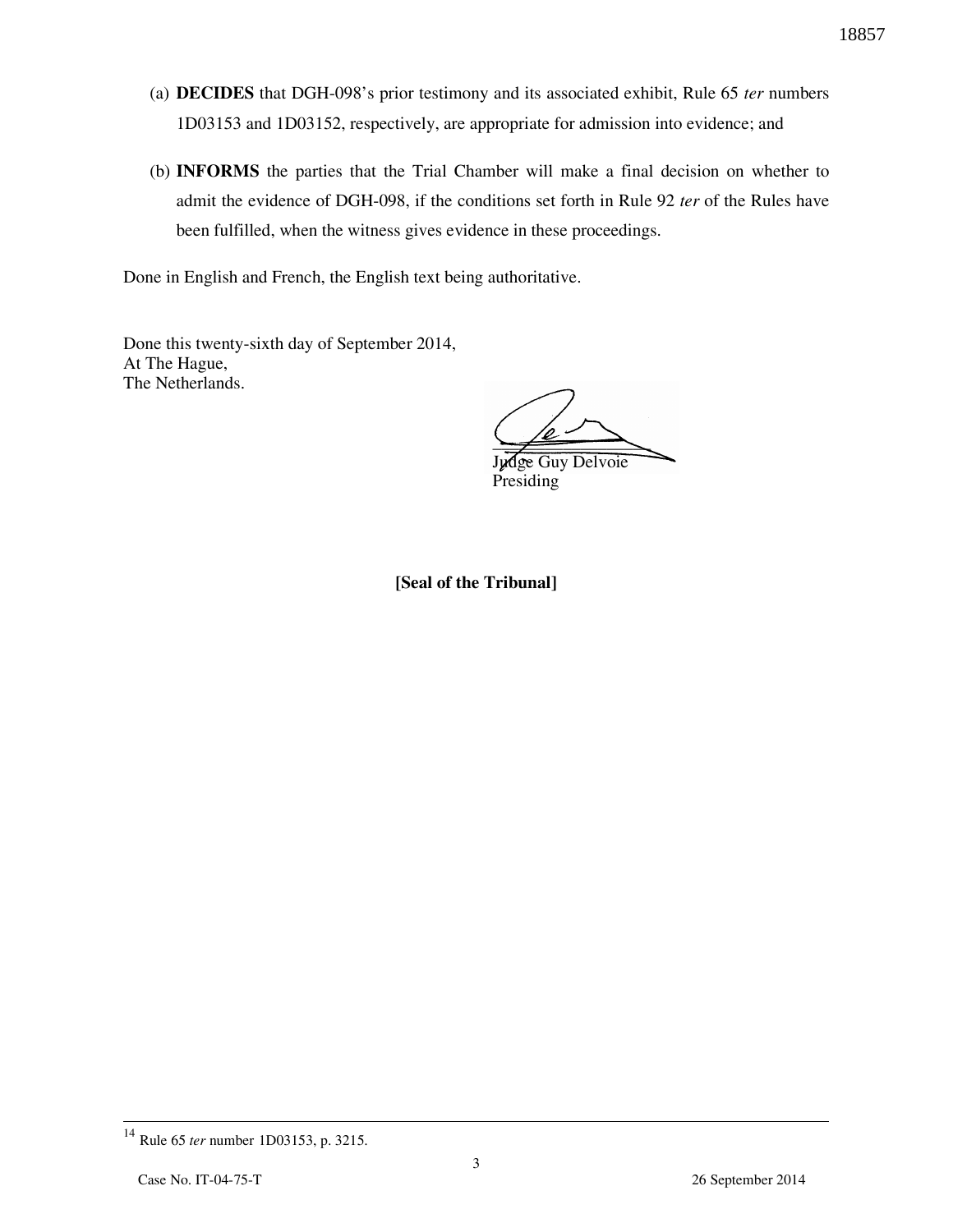(a) **DECIDES** that DGH-098's prior testimony and its associated exhibit, Rule 65 *ter* numbers 1D03153 and 1D03152, respectively, are appropriate for admission into evidence; and

(b) **INFORMS** the parties that the Trial Chamber will make a final decision on whether to admit the evidence of DGH-098, if the conditions set forth in Rule 92 *ter* of the Rules have been fulfilled, when the witness gives evidence in these proceedings.

Done in English and French, the English text being authoritative.

Done this twenty-sixth day of September 2014,
At The Hague,
The Netherlands.

Judge Guy Delvoie
Presiding

**[Seal of the Tribunal]**

---

[14] Rule 65 *ter* number 1D03153, p. 3215.

Case No. IT-04-75-T 26 September 2014